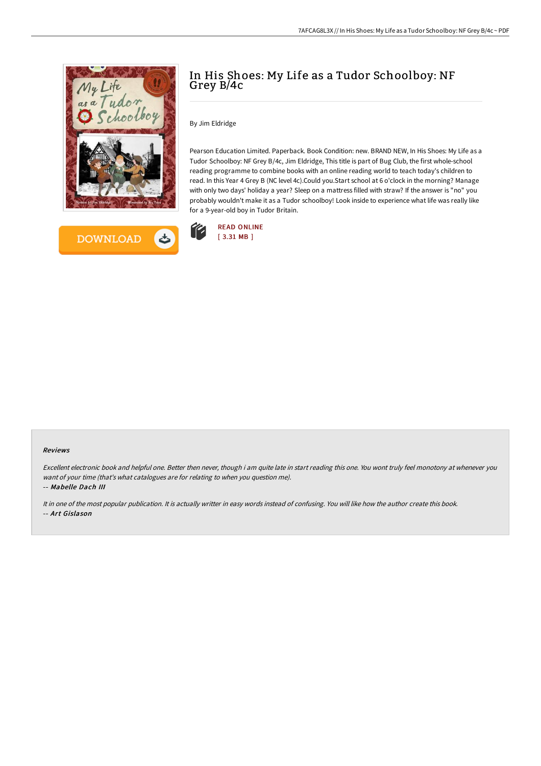# In His Shoes: My Life as a Tudor Schoolboy: NF Grey B/4c

By Jim Eldridge

Pearson Education Limited. Paperback. Book Condition: new. BRAND NEW, In His Shoes: My Life as a Tudor Schoolboy: NF Grey B/4c, Jim Eldridge, This title is part of Bug Club, the first whole-school reading programme to combine books with an online reading world to teach today's children to read. In this Year 4 Grey B (NC level 4c).Could you.Start school at 6 o'clock in the morning? Manage with only two days' holiday a year? Sleep on a mattress filled with straw? If the answer is "no" you probably wouldn't make it as a Tudor schoolboy! Look inside to experience what life was really like for a 9-year-old boy in Tudor Britain.

DOWNLOAD

READ ONLINE
[ 3.31 MB ]

### Reviews

*Excellent electronic book and helpful one. Better then never, though i am quite late in start reading this one. You wont truly feel monotony at whenever you want of your time (that's what catalogues are for relating to when you question me).*

*-- **Mabelle Dach III***

*It in one of the most popular publication. It is actually writter in easy words instead of confusing. You will like how the author create this book.*

*-- **Art Gislason***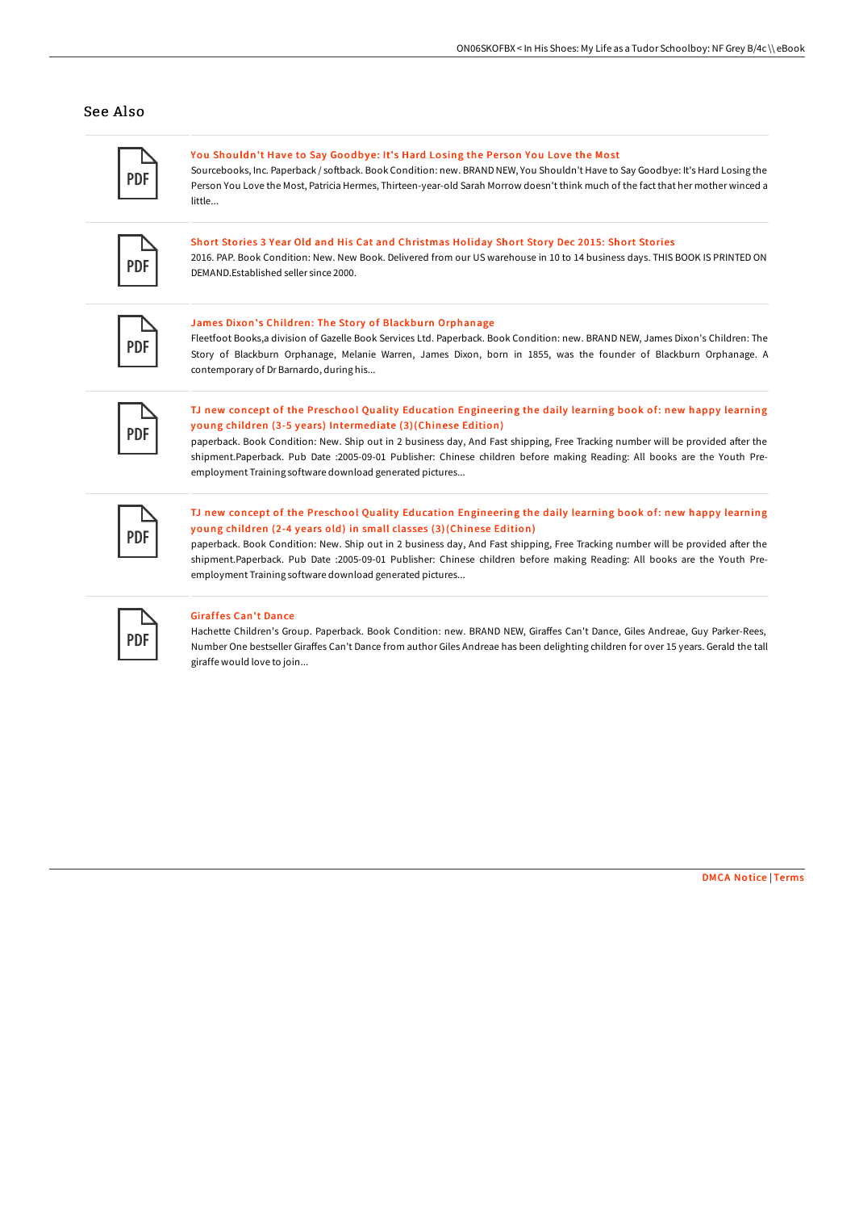## See Also

**You Shouldn't Have to Say Goodbye: It's Hard Losing the Person You Love the Most**

Sourcebooks, Inc. Paperback / softback. Book Condition: new. BRAND NEW, You Shouldn't Have to Say Goodbye: It's Hard Losing the Person You Love the Most, Patricia Hermes, Thirteen-year-old Sarah Morrow doesn't think much of the fact that her mother winced a little...

**Short Stories 3 Year Old and His Cat and Christmas Holiday Short Story Dec 2015: Short Stories**

2016. PAP. Book Condition: New. New Book. Delivered from our US warehouse in 10 to 14 business days. THIS BOOK IS PRINTED ON DEMAND.Established seller since 2000.

**James Dixon's Children: The Story of Blackburn Orphanage**

Fleetfoot Books,a division of Gazelle Book Services Ltd. Paperback. Book Condition: new. BRAND NEW, James Dixon's Children: The Story of Blackburn Orphanage, Melanie Warren, James Dixon, born in 1855, was the founder of Blackburn Orphanage. A contemporary of Dr Barnardo, during his...

**TJ new concept of the Preschool Quality Education Engineering the daily learning book of: new happy learning young children (3-5 years) Intermediate (3)(Chinese Edition)**

paperback. Book Condition: New. Ship out in 2 business day, And Fast shipping, Free Tracking number will be provided after the shipment.Paperback. Pub Date :2005-09-01 Publisher: Chinese children before making Reading: All books are the Youth Pre-employment Training software download generated pictures...

**TJ new concept of the Preschool Quality Education Engineering the daily learning book of: new happy learning young children (2-4 years old) in small classes (3)(Chinese Edition)**

paperback. Book Condition: New. Ship out in 2 business day, And Fast shipping, Free Tracking number will be provided after the shipment.Paperback. Pub Date :2005-09-01 Publisher: Chinese children before making Reading: All books are the Youth Pre-employment Training software download generated pictures...

**Giraffes Can't Dance**

Hachette Children's Group. Paperback. Book Condition: new. BRAND NEW, Giraffes Can't Dance, Giles Andreae, Guy Parker-Rees, Number One bestseller Giraffes Can't Dance from author Giles Andreae has been delighting children for over 15 years. Gerald the tall giraffe would love to join...